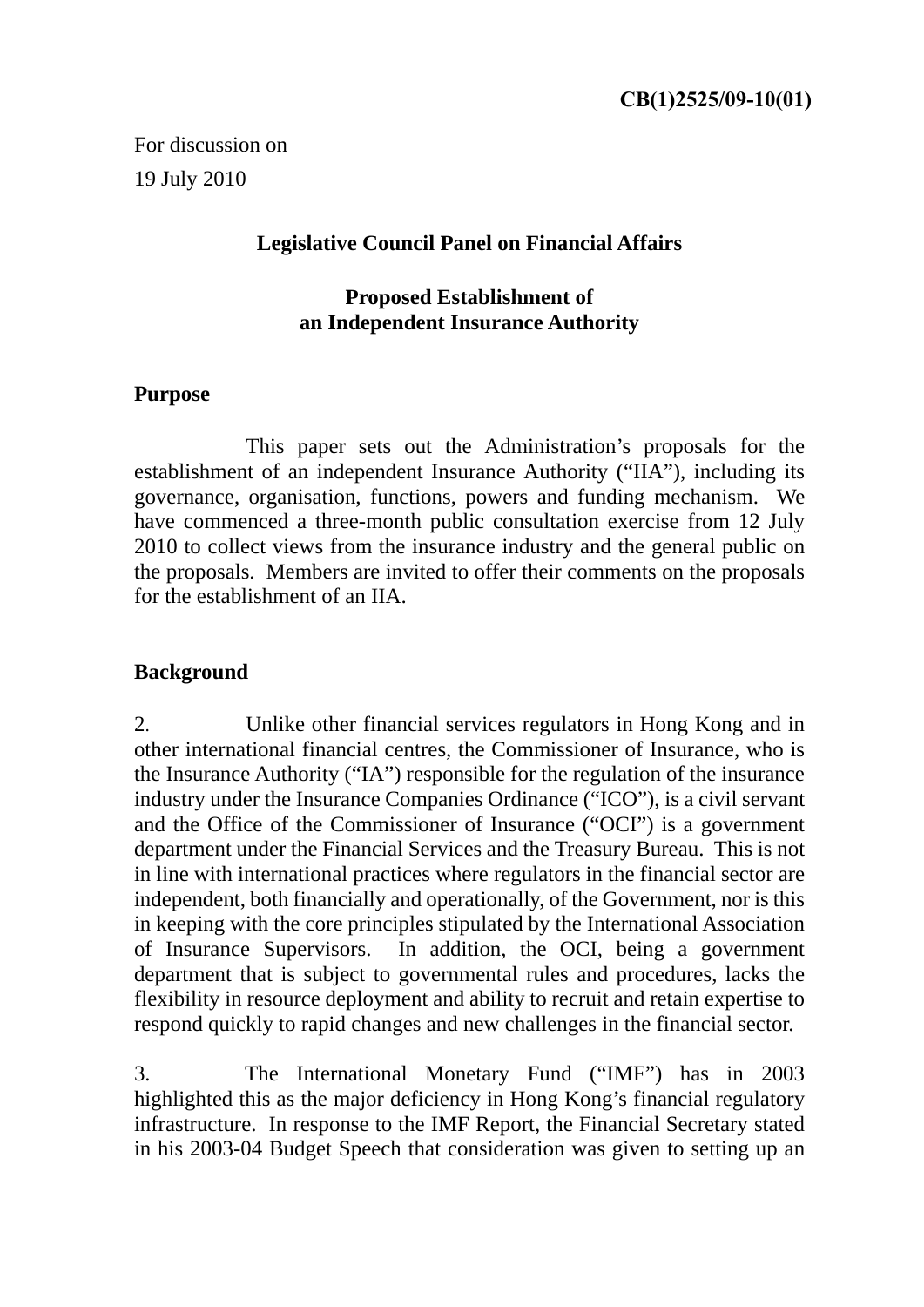**CB(1)2525/09-10(01)**

For discussion on
19 July 2010

**Legislative Council Panel on Financial Affairs**

**Proposed Establishment of**
**an Independent Insurance Authority**

## Purpose

This paper sets out the Administration's proposals for the establishment of an independent Insurance Authority ("IIA"), including its governance, organisation, functions, powers and funding mechanism. We have commenced a three-month public consultation exercise from 12 July 2010 to collect views from the insurance industry and the general public on the proposals. Members are invited to offer their comments on the proposals for the establishment of an IIA.

## Background

2. Unlike other financial services regulators in Hong Kong and in other international financial centres, the Commissioner of Insurance, who is the Insurance Authority ("IA") responsible for the regulation of the insurance industry under the Insurance Companies Ordinance ("ICO"), is a civil servant and the Office of the Commissioner of Insurance ("OCI") is a government department under the Financial Services and the Treasury Bureau. This is not in line with international practices where regulators in the financial sector are independent, both financially and operationally, of the Government, nor is this in keeping with the core principles stipulated by the International Association of Insurance Supervisors. In addition, the OCI, being a government department that is subject to governmental rules and procedures, lacks the flexibility in resource deployment and ability to recruit and retain expertise to respond quickly to rapid changes and new challenges in the financial sector.

3. The International Monetary Fund ("IMF") has in 2003 highlighted this as the major deficiency in Hong Kong's financial regulatory infrastructure. In response to the IMF Report, the Financial Secretary stated in his 2003-04 Budget Speech that consideration was given to setting up an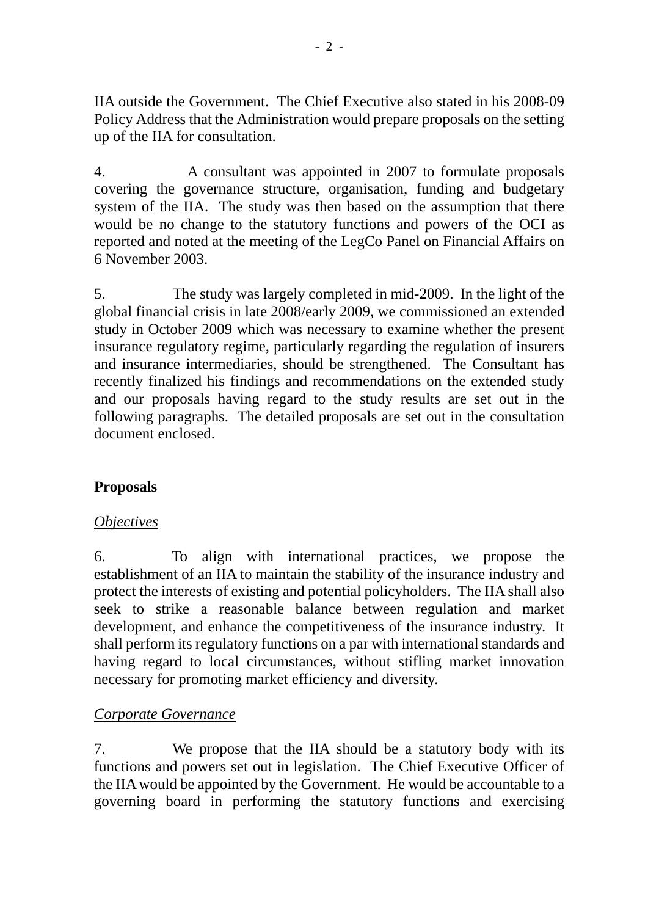IIA outside the Government. The Chief Executive also stated in his 2008-09 Policy Address that the Administration would prepare proposals on the setting up of the IIA for consultation.

4. A consultant was appointed in 2007 to formulate proposals covering the governance structure, organisation, funding and budgetary system of the IIA. The study was then based on the assumption that there would be no change to the statutory functions and powers of the OCI as reported and noted at the meeting of the LegCo Panel on Financial Affairs on 6 November 2003.

5. The study was largely completed in mid-2009. In the light of the global financial crisis in late 2008/early 2009, we commissioned an extended study in October 2009 which was necessary to examine whether the present insurance regulatory regime, particularly regarding the regulation of insurers and insurance intermediaries, should be strengthened. The Consultant has recently finalized his findings and recommendations on the extended study and our proposals having regard to the study results are set out in the following paragraphs. The detailed proposals are set out in the consultation document enclosed.

## Proposals

*Objectives*

6. To align with international practices, we propose the establishment of an IIA to maintain the stability of the insurance industry and protect the interests of existing and potential policyholders. The IIA shall also seek to strike a reasonable balance between regulation and market development, and enhance the competitiveness of the insurance industry. It shall perform its regulatory functions on a par with international standards and having regard to local circumstances, without stifling market innovation necessary for promoting market efficiency and diversity.

*Corporate Governance*

7. We propose that the IIA should be a statutory body with its functions and powers set out in legislation. The Chief Executive Officer of the IIA would be appointed by the Government. He would be accountable to a governing board in performing the statutory functions and exercising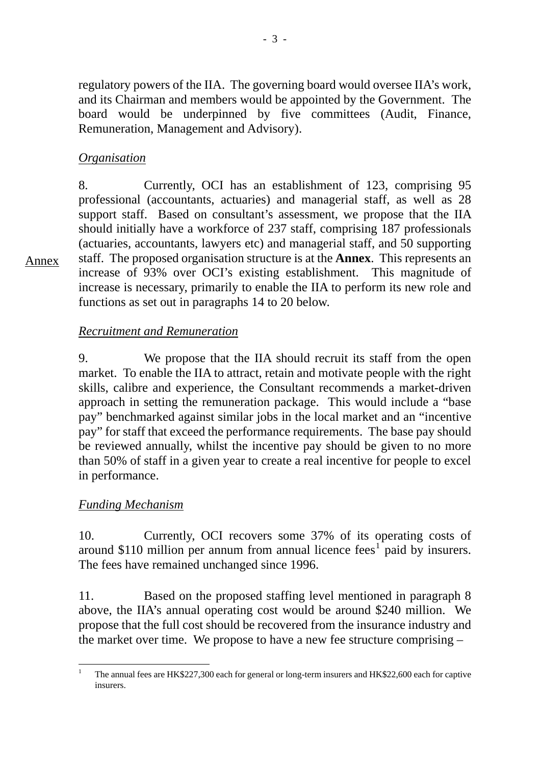regulatory powers of the IIA. The governing board would oversee IIA's work, and its Chairman and members would be appointed by the Government. The board would be underpinned by five committees (Audit, Finance, Remuneration, Management and Advisory).

*Organisation*

8. Currently, OCI has an establishment of 123, comprising 95 professional (accountants, actuaries) and managerial staff, as well as 28 support staff. Based on consultant's assessment, we propose that the IIA should initially have a workforce of 237 staff, comprising 187 professionals (actuaries, accountants, lawyers etc) and managerial staff, and 50 supporting staff. The proposed organisation structure is at the **Annex**. This represents an increase of 93% over OCI's existing establishment. This magnitude of increase is necessary, primarily to enable the IIA to perform its new role and functions as set out in paragraphs 14 to 20 below.

Annex

*Recruitment and Remuneration*

9. We propose that the IIA should recruit its staff from the open market. To enable the IIA to attract, retain and motivate people with the right skills, calibre and experience, the Consultant recommends a market-driven approach in setting the remuneration package. This would include a "base pay" benchmarked against similar jobs in the local market and an "incentive pay" for staff that exceed the performance requirements. The base pay should be reviewed annually, whilst the incentive pay should be given to no more than 50% of staff in a given year to create a real incentive for people to excel in performance.

*Funding Mechanism*

10. Currently, OCI recovers some 37% of its operating costs of around $110 million per annum from annual licence fees[1] paid by insurers. The fees have remained unchanged since 1996.

11. Based on the proposed staffing level mentioned in paragraph 8 above, the IIA's annual operating cost would be around $240 million. We propose that the full cost should be recovered from the insurance industry and the market over time. We propose to have a new fee structure comprising –

[1] The annual fees are HK$227,300 each for general or long-term insurers and HK$22,600 each for captive insurers.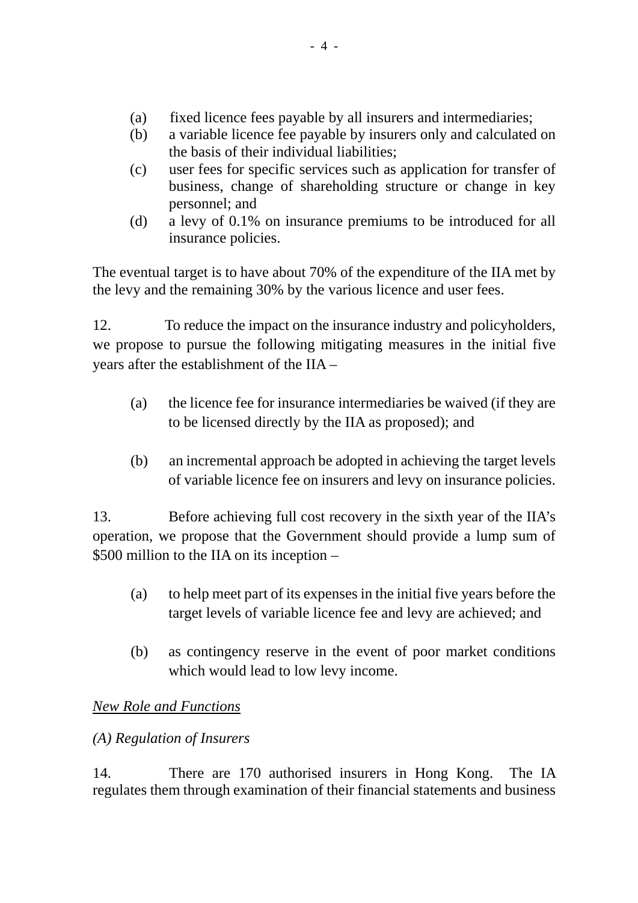(a) fixed licence fees payable by all insurers and intermediaries;
(b) a variable licence fee payable by insurers only and calculated on the basis of their individual liabilities;
(c) user fees for specific services such as application for transfer of business, change of shareholding structure or change in key personnel; and
(d) a levy of 0.1% on insurance premiums to be introduced for all insurance policies.

The eventual target is to have about 70% of the expenditure of the IIA met by the levy and the remaining 30% by the various licence and user fees.

12. To reduce the impact on the insurance industry and policyholders, we propose to pursue the following mitigating measures in the initial five years after the establishment of the IIA –

(a) the licence fee for insurance intermediaries be waived (if they are to be licensed directly by the IIA as proposed); and

(b) an incremental approach be adopted in achieving the target levels of variable licence fee on insurers and levy on insurance policies.

13. Before achieving full cost recovery in the sixth year of the IIA's operation, we propose that the Government should provide a lump sum of $500 million to the IIA on its inception –

(a) to help meet part of its expenses in the initial five years before the target levels of variable licence fee and levy are achieved; and

(b) as contingency reserve in the event of poor market conditions which would lead to low levy income.

*<u>New Role and Functions</u>*

*(A) Regulation of Insurers*

14. There are 170 authorised insurers in Hong Kong. The IA regulates them through examination of their financial statements and business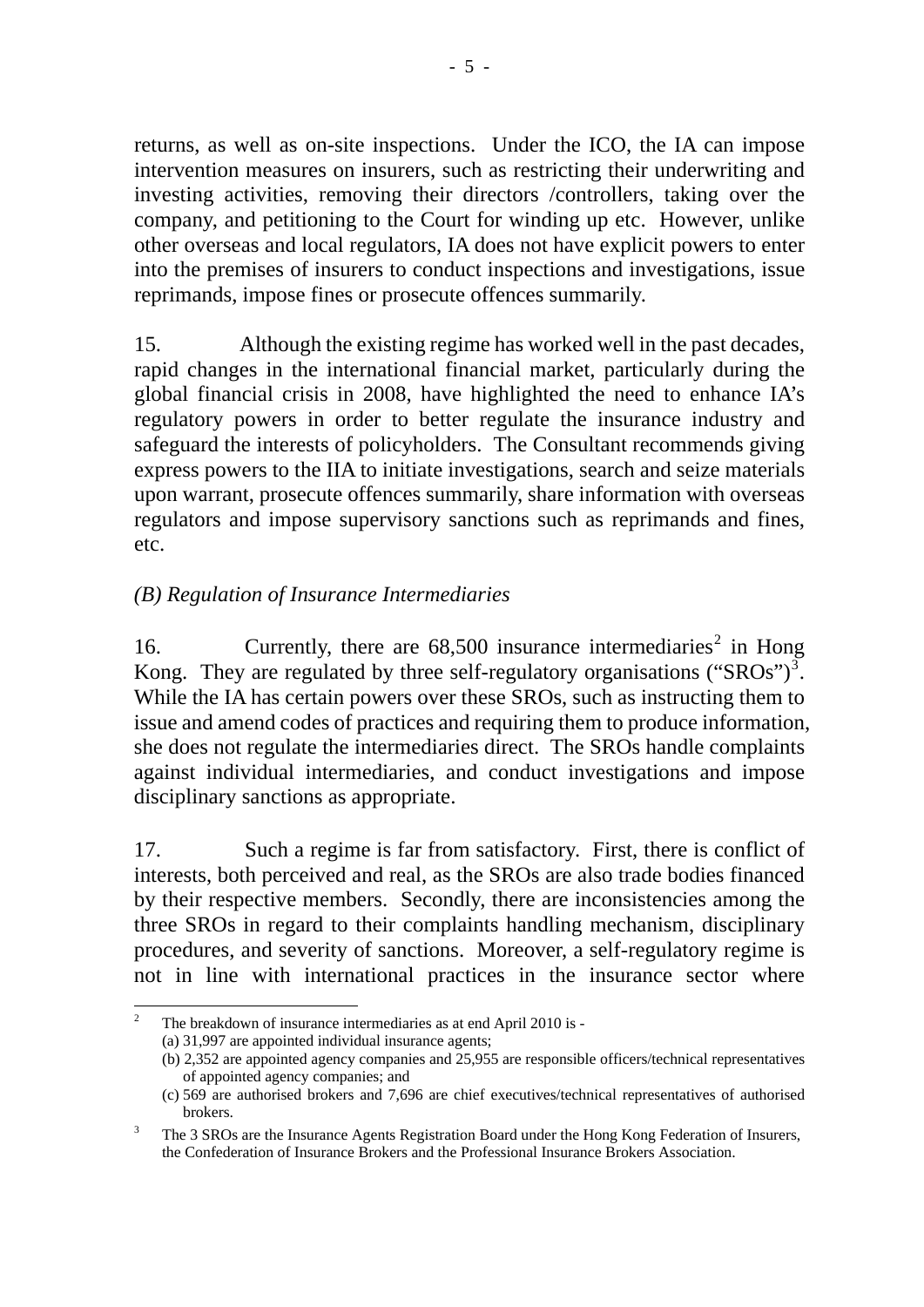returns, as well as on-site inspections. Under the ICO, the IA can impose intervention measures on insurers, such as restricting their underwriting and investing activities, removing their directors /controllers, taking over the company, and petitioning to the Court for winding up etc. However, unlike other overseas and local regulators, IA does not have explicit powers to enter into the premises of insurers to conduct inspections and investigations, issue reprimands, impose fines or prosecute offences summarily.

15. Although the existing regime has worked well in the past decades, rapid changes in the international financial market, particularly during the global financial crisis in 2008, have highlighted the need to enhance IA's regulatory powers in order to better regulate the insurance industry and safeguard the interests of policyholders. The Consultant recommends giving express powers to the IIA to initiate investigations, search and seize materials upon warrant, prosecute offences summarily, share information with overseas regulators and impose supervisory sanctions such as reprimands and fines, etc.

*(B) Regulation of Insurance Intermediaries*

16. Currently, there are 68,500 insurance intermediaries[2] in Hong Kong. They are regulated by three self-regulatory organisations ("SROs")[3]. While the IA has certain powers over these SROs, such as instructing them to issue and amend codes of practices and requiring them to produce information, she does not regulate the intermediaries direct. The SROs handle complaints against individual intermediaries, and conduct investigations and impose disciplinary sanctions as appropriate.

17. Such a regime is far from satisfactory. First, there is conflict of interests, both perceived and real, as the SROs are also trade bodies financed by their respective members. Secondly, there are inconsistencies among the three SROs in regard to their complaints handling mechanism, disciplinary procedures, and severity of sanctions. Moreover, a self-regulatory regime is not in line with international practices in the insurance sector where

---

[2] The breakdown of insurance intermediaries as at end April 2010 is -
(a) 31,997 are appointed individual insurance agents;
(b) 2,352 are appointed agency companies and 25,955 are responsible officers/technical representatives of appointed agency companies; and
(c) 569 are authorised brokers and 7,696 are chief executives/technical representatives of authorised brokers.

[3] The 3 SROs are the Insurance Agents Registration Board under the Hong Kong Federation of Insurers, the Confederation of Insurance Brokers and the Professional Insurance Brokers Association.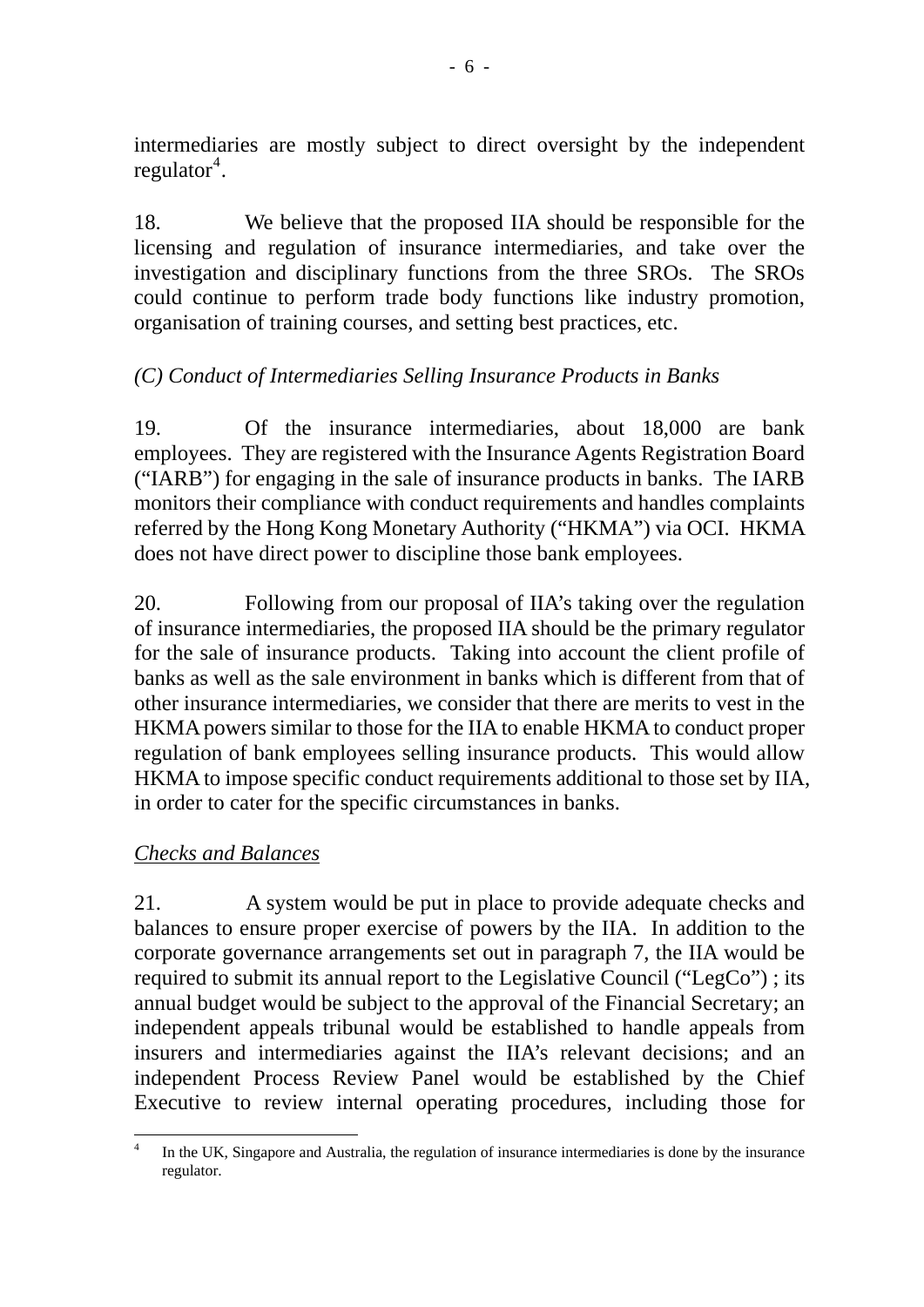intermediaries are mostly subject to direct oversight by the independent regulator[4].

18. We believe that the proposed IIA should be responsible for the licensing and regulation of insurance intermediaries, and take over the investigation and disciplinary functions from the three SROs. The SROs could continue to perform trade body functions like industry promotion, organisation of training courses, and setting best practices, etc.

*(C) Conduct of Intermediaries Selling Insurance Products in Banks*

19. Of the insurance intermediaries, about 18,000 are bank employees. They are registered with the Insurance Agents Registration Board ("IARB") for engaging in the sale of insurance products in banks. The IARB monitors their compliance with conduct requirements and handles complaints referred by the Hong Kong Monetary Authority ("HKMA") via OCI. HKMA does not have direct power to discipline those bank employees.

20. Following from our proposal of IIA's taking over the regulation of insurance intermediaries, the proposed IIA should be the primary regulator for the sale of insurance products. Taking into account the client profile of banks as well as the sale environment in banks which is different from that of other insurance intermediaries, we consider that there are merits to vest in the HKMA powers similar to those for the IIA to enable HKMA to conduct proper regulation of bank employees selling insurance products. This would allow HKMA to impose specific conduct requirements additional to those set by IIA, in order to cater for the specific circumstances in banks.

<u>Checks and Balances</u>

21. A system would be put in place to provide adequate checks and balances to ensure proper exercise of powers by the IIA. In addition to the corporate governance arrangements set out in paragraph 7, the IIA would be required to submit its annual report to the Legislative Council ("LegCo") ; its annual budget would be subject to the approval of the Financial Secretary; an independent appeals tribunal would be established to handle appeals from insurers and intermediaries against the IIA's relevant decisions; and an independent Process Review Panel would be established by the Chief Executive to review internal operating procedures, including those for

---

[4] In the UK, Singapore and Australia, the regulation of insurance intermediaries is done by the insurance regulator.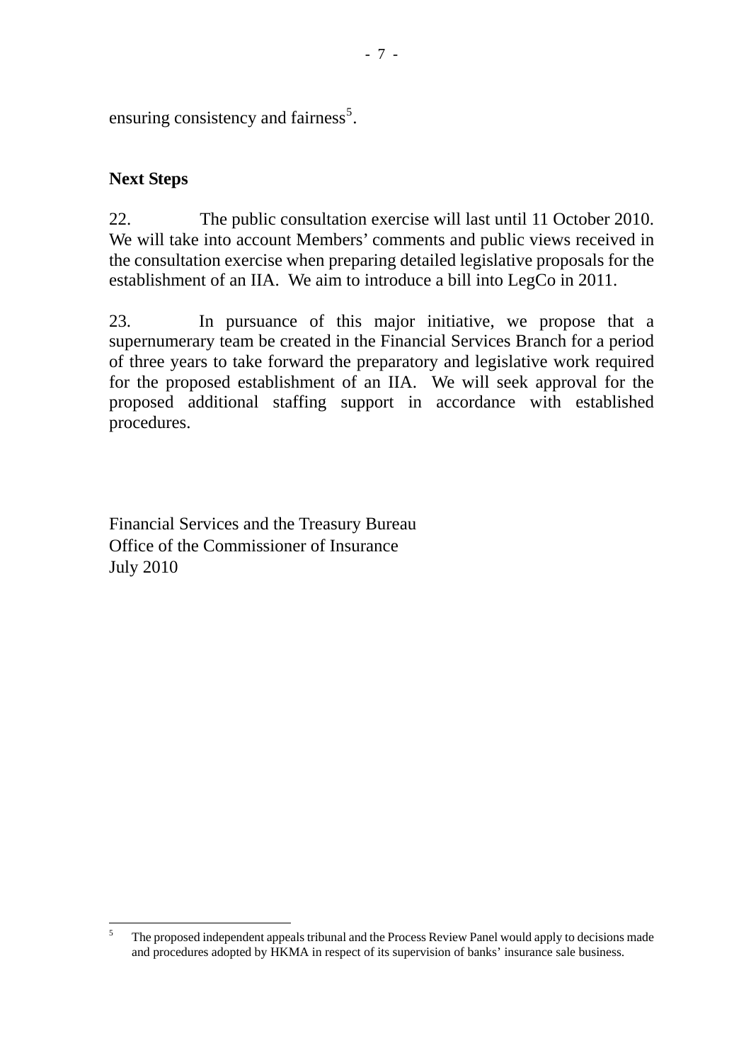ensuring consistency and fairness[5].

**Next Steps**

22. The public consultation exercise will last until 11 October 2010. We will take into account Members' comments and public views received in the consultation exercise when preparing detailed legislative proposals for the establishment of an IIA. We aim to introduce a bill into LegCo in 2011.

23. In pursuance of this major initiative, we propose that a supernumerary team be created in the Financial Services Branch for a period of three years to take forward the preparatory and legislative work required for the proposed establishment of an IIA. We will seek approval for the proposed additional staffing support in accordance with established procedures.

Financial Services and the Treasury Bureau
Office of the Commissioner of Insurance
July 2010

---

[5] The proposed independent appeals tribunal and the Process Review Panel would apply to decisions made and procedures adopted by HKMA in respect of its supervision of banks' insurance sale business.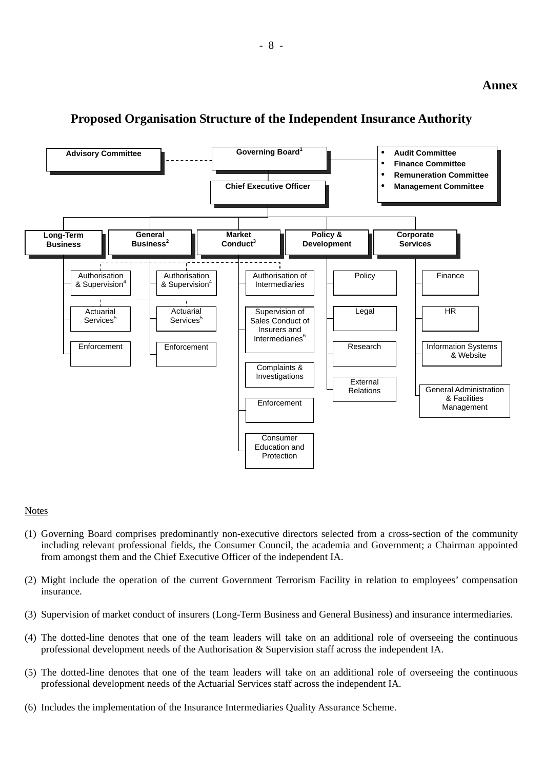**Annex**

## Proposed Organisation Structure of the Independent Insurance Authority

Advisory Committee

Governing Board[1]

- Audit Committee
- Finance Committee
- Remuneration Committee
- Management Committee

Chief Executive Officer

Long-Term Business
- Authorisation & Supervision[4]
- Actuarial Services[5]
- Enforcement

General Business[2]
- Authorisation & Supervision[4]
- Actuarial Services[5]
- Enforcement

Market Conduct[3]
- Authorisation of Intermediaries
- Supervision of Sales Conduct of Insurers and Intermediaries[6]
- Complaints & Investigations
- Enforcement
- Consumer Education and Protection

Policy & Development
- Policy
- Legal
- Research
- External Relations

Corporate Services
- Finance
- HR
- Information Systems & Website
- General Administration & Facilities Management

Notes

(1) Governing Board comprises predominantly non-executive directors selected from a cross-section of the community including relevant professional fields, the Consumer Council, the academia and Government; a Chairman appointed from amongst them and the Chief Executive Officer of the independent IA.

(2) Might include the operation of the current Government Terrorism Facility in relation to employees' compensation insurance.

(3) Supervision of market conduct of insurers (Long-Term Business and General Business) and insurance intermediaries.

(4) The dotted-line denotes that one of the team leaders will take on an additional role of overseeing the continuous professional development needs of the Authorisation & Supervision staff across the independent IA.

(5) The dotted-line denotes that one of the team leaders will take on an additional role of overseeing the continuous professional development needs of the Actuarial Services staff across the independent IA.

(6) Includes the implementation of the Insurance Intermediaries Quality Assurance Scheme.